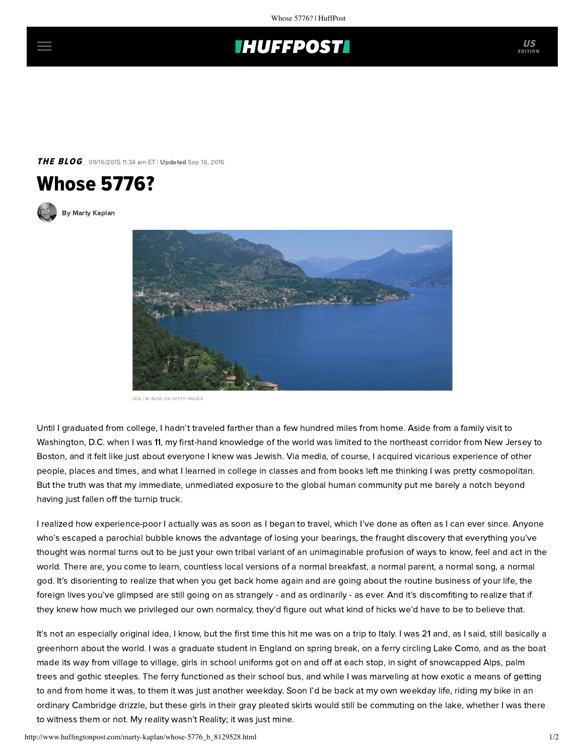THE BLOG 09/16/2015 11:34 am ET | Updated Sep 16, 2016

# Whose 5776?

By Marty Kaplan

DEA / W. BUSS VIA GETTY IMAGES

Until I graduated from college, I hadn't traveled farther than a few hundred miles from home. Aside from a family visit to Washington, D.C. when I was 11, my first-hand knowledge of the world was limited to the northeast corridor from New Jersey to Boston, and it felt like just about everyone I knew was Jewish. Via media, of course, I acquired vicarious experience of other people, places and times, and what I learned in college in classes and from books left me thinking I was pretty cosmopolitan. But the truth was that my immediate, unmediated exposure to the global human community put me barely a notch beyond having just fallen off the turnip truck.

I realized how experience-poor I actually was as soon as I began to travel, which I've done as often as I can ever since. Anyone who's escaped a parochial bubble knows the advantage of losing your bearings, the fraught discovery that everything you've thought was normal turns out to be just your own tribal variant of an unimaginable profusion of ways to know, feel and act in the world. There are, you come to learn, countless local versions of a normal breakfast, a normal parent, a normal song, a normal god. It's disorienting to realize that when you get back home again and are going about the routine business of your life, the foreign lives you've glimpsed are still going on as strangely - and as ordinarily - as ever. And it's discomfiting to realize that if they knew how much we privileged our own normalcy, they'd figure out what kind of hicks we'd have to be to believe that.

It's not an especially original idea, I know, but the first time this hit me was on a trip to Italy. I was 21 and, as I said, still basically a greenhorn about the world. I was a graduate student in England on spring break, on a ferry circling Lake Como, and as the boat made its way from village to village, girls in school uniforms got on and off at each stop, in sight of snowcapped Alps, palm trees and gothic steeples. The ferry functioned as their school bus, and while I was marveling at how exotic a means of getting to and from home it was, to them it was just another weekday. Soon I'd be back at my own weekday life, riding my bike in an ordinary Cambridge drizzle, but these girls in their gray pleated skirts would still be commuting on the lake, whether I was there to witness them or not. My reality wasn't Reality; it was just mine.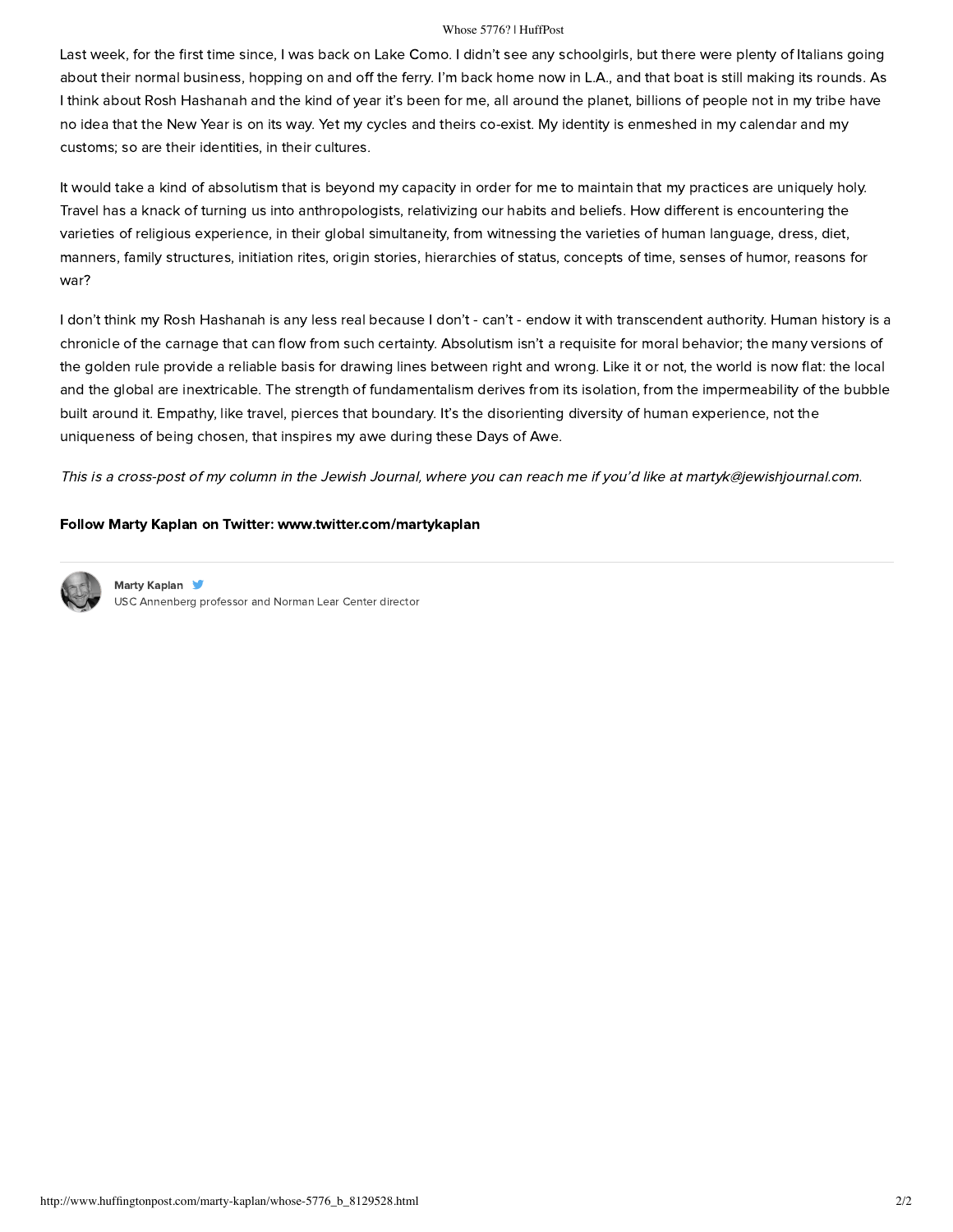Last week, for the first time since, I was back on Lake Como. I didn't see any schoolgirls, but there were plenty of Italians going about their normal business, hopping on and off the ferry. I'm back home now in L.A., and that boat is still making its rounds. As I think about Rosh Hashanah and the kind of year it's been for me, all around the planet, billions of people not in my tribe have no idea that the New Year is on its way. Yet my cycles and theirs co-exist. My identity is enmeshed in my calendar and my customs; so are their identities, in their cultures.

It would take a kind of absolutism that is beyond my capacity in order for me to maintain that my practices are uniquely holy. Travel has a knack of turning us into anthropologists, relativizing our habits and beliefs. How different is encountering the varieties of religious experience, in their global simultaneity, from witnessing the varieties of human language, dress, diet, manners, family structures, initiation rites, origin stories, hierarchies of status, concepts of time, senses of humor, reasons for war?

I don't think my Rosh Hashanah is any less real because I don't - can't - endow it with transcendent authority. Human history is a chronicle of the carnage that can flow from such certainty. Absolutism isn't a requisite for moral behavior; the many versions of the golden rule provide a reliable basis for drawing lines between right and wrong. Like it or not, the world is now flat: the local and the global are inextricable. The strength of fundamentalism derives from its isolation, from the impermeability of the bubble built around it. Empathy, like travel, pierces that boundary. It's the disorienting diversity of human experience, not the uniqueness of being chosen, that inspires my awe during these Days of Awe.

*This is a cross-post of my column in the Jewish Journal, where you can reach me if you'd like at martyk@jewishjournal.com.*

**Follow Marty Kaplan on Twitter: www.twitter.com/martykaplan**

---

**Marty Kaplan**
USC Annenberg professor and Norman Lear Center director